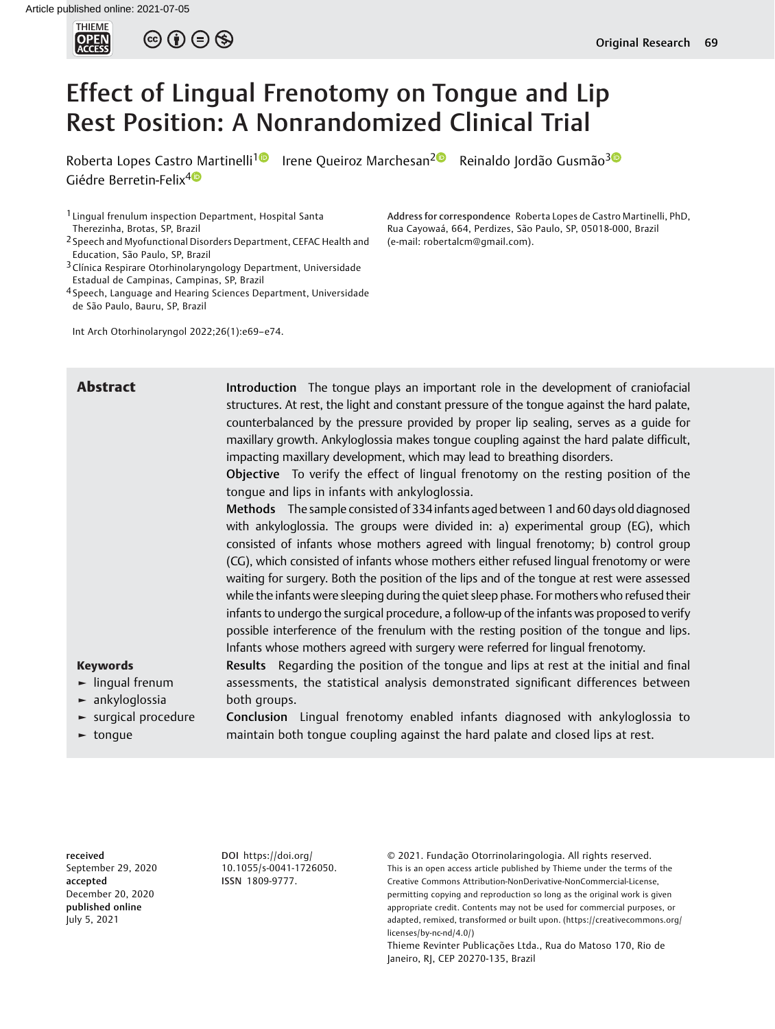# Effect of Lingual Frenotomy on Tongue and Lip Rest Position: A Nonrandomized Clinical Trial

Roberta Lopes Castro Martinelli[1] Irene Queiroz Marchesan[2] Reinaldo Jordão Gusmão[3] Giédre Berretin-Felix[4]

[1] Lingual frenulum inspection Department, Hospital Santa Therezinha, Brotas, SP, Brazil
[2] Speech and Myofunctional Disorders Department, CEFAC Health and Education, São Paulo, SP, Brazil
[3] Clínica Respirare Otorhinolaryngology Department, Universidade Estadual de Campinas, Campinas, SP, Brazil
[4] Speech, Language and Hearing Sciences Department, Universidade de São Paulo, Bauru, SP, Brazil

**Address for correspondence** Roberta Lopes de Castro Martinelli, PhD, Rua Cayowaá, 664, Perdizes, São Paulo, SP, 05018-000, Brazil (e-mail: robertalcm@gmail.com).

Int Arch Otorhinolaryngol 2022;26(1):e69–e74.

## Abstract

**Introduction** The tongue plays an important role in the development of craniofacial structures. At rest, the light and constant pressure of the tongue against the hard palate, counterbalanced by the pressure provided by proper lip sealing, serves as a guide for maxillary growth. Ankyloglossia makes tongue coupling against the hard palate difficult, impacting maxillary development, which may lead to breathing disorders.

**Objective** To verify the effect of lingual frenotomy on the resting position of the tongue and lips in infants with ankyloglossia.

**Methods** The sample consisted of 334 infants aged between 1 and 60 days old diagnosed with ankyloglossia. The groups were divided in: a) experimental group (EG), which consisted of infants whose mothers agreed with lingual frenotomy; b) control group (CG), which consisted of infants whose mothers either refused lingual frenotomy or were waiting for surgery. Both the position of the lips and of the tongue at rest were assessed while the infants were sleeping during the quiet sleep phase. For mothers who refused their infants to undergo the surgical procedure, a follow-up of the infants was proposed to verify possible interference of the frenulum with the resting position of the tongue and lips. Infants whose mothers agreed with surgery were referred for lingual frenotomy.

**Results** Regarding the position of the tongue and lips at rest at the initial and final assessments, the statistical analysis demonstrated significant differences between both groups.

**Conclusion** Lingual frenotomy enabled infants diagnosed with ankyloglossia to maintain both tongue coupling against the hard palate and closed lips at rest.

**Keywords**

- lingual frenum
- ankyloglossia
- surgical procedure
- tongue

**received** September 29, 2020
**accepted** December 20, 2020
**published online** July 5, 2021

**DOI** https://doi.org/10.1055/s-0041-1726050.
**ISSN** 1809-9777.

© 2021. Fundação Otorrinolaringologia. All rights reserved.
This is an open access article published by Thieme under the terms of the Creative Commons Attribution-NonDerivative-NonCommercial-License, permitting copying and reproduction so long as the original work is given appropriate credit. Contents may not be used for commercial purposes, or adapted, remixed, transformed or built upon. (https://creativecommons.org/licenses/by-nc-nd/4.0/)
Thieme Revinter Publicações Ltda., Rua do Matoso 170, Rio de Janeiro, RJ, CEP 20270-135, Brazil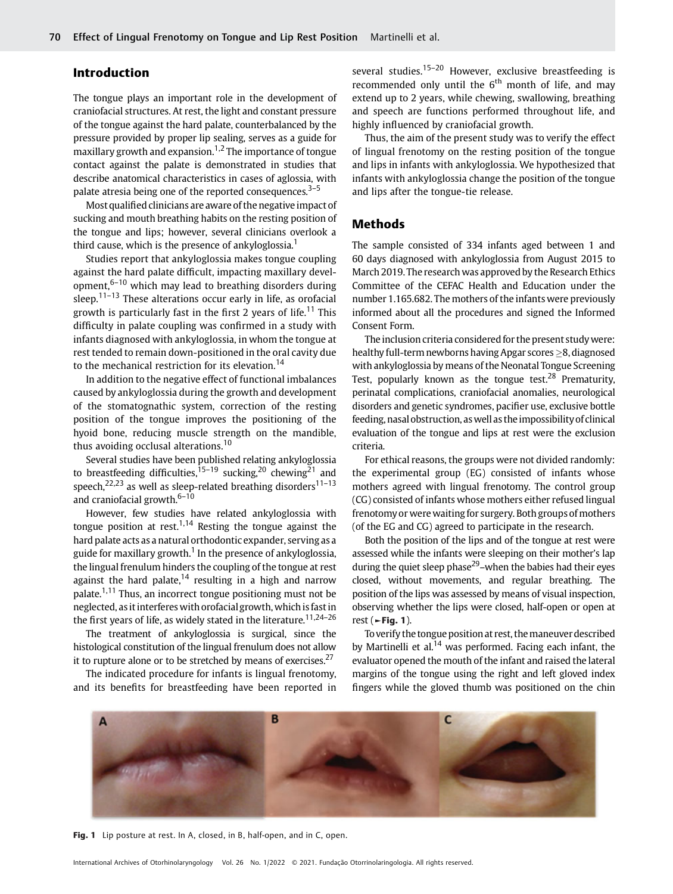## Introduction

The tongue plays an important role in the development of craniofacial structures. At rest, the light and constant pressure of the tongue against the hard palate, counterbalanced by the pressure provided by proper lip sealing, serves as a guide for maxillary growth and expansion.[1,2] The importance of tongue contact against the palate is demonstrated in studies that describe anatomical characteristics in cases of aglossia, with palate atresia being one of the reported consequences.[3–5]

Most qualified clinicians are aware of the negative impact of sucking and mouth breathing habits on the resting position of the tongue and lips; however, several clinicians overlook a third cause, which is the presence of ankyloglossia.[1]

Studies report that ankyloglossia makes tongue coupling against the hard palate difficult, impacting maxillary development,[6–10] which may lead to breathing disorders during sleep.[11–13] These alterations occur early in life, as orofacial growth is particularly fast in the first 2 years of life.[11] This difficulty in palate coupling was confirmed in a study with infants diagnosed with ankyloglossia, in whom the tongue at rest tended to remain down-positioned in the oral cavity due to the mechanical restriction for its elevation.[14]

In addition to the negative effect of functional imbalances caused by ankyloglossia during the growth and development of the stomatognathic system, correction of the resting position of the tongue improves the positioning of the hyoid bone, reducing muscle strength on the mandible, thus avoiding occlusal alterations.[10]

Several studies have been published relating ankyloglossia to breastfeeding difficulties,[15–19] sucking,[20] chewing[21] and speech,[22,23] as well as sleep-related breathing disorders[11–13] and craniofacial growth.[6–10]

However, few studies have related ankyloglossia with tongue position at rest.[1,14] Resting the tongue against the hard palate acts as a natural orthodontic expander, serving as a guide for maxillary growth.[1] In the presence of ankyloglossia, the lingual frenulum hinders the coupling of the tongue at rest against the hard palate,[14] resulting in a high and narrow palate.[1,11] Thus, an incorrect tongue positioning must not be neglected, as it interferes with orofacial growth, which is fast in the first years of life, as widely stated in the literature.[11,24–26]

The treatment of ankyloglossia is surgical, since the histological constitution of the lingual frenulum does not allow it to rupture alone or to be stretched by means of exercises.[27]

The indicated procedure for infants is lingual frenotomy, and its benefits for breastfeeding have been reported in several studies.[15–20] However, exclusive breastfeeding is recommended only until the 6th month of life, and may extend up to 2 years, while chewing, swallowing, breathing and speech are functions performed throughout life, and highly influenced by craniofacial growth.

Thus, the aim of the present study was to verify the effect of lingual frenotomy on the resting position of the tongue and lips in infants with ankyloglossia. We hypothesized that infants with ankyloglossia change the position of the tongue and lips after the tongue-tie release.

## Methods

The sample consisted of 334 infants aged between 1 and 60 days diagnosed with ankyloglossia from August 2015 to March 2019. The research was approved by the Research Ethics Committee of the CEFAC Health and Education under the number 1.165.682. The mothers of the infants were previously informed about all the procedures and signed the Informed Consent Form.

The inclusion criteria considered for the present study were: healthy full-term newborns having Apgar scores ≥8, diagnosed with ankyloglossia by means of the Neonatal Tongue Screening Test, popularly known as the tongue test.[28] Prematurity, perinatal complications, craniofacial anomalies, neurological disorders and genetic syndromes, pacifier use, exclusive bottle feeding, nasal obstruction, as well as the impossibility of clinical evaluation of the tongue and lips at rest were the exclusion criteria.

For ethical reasons, the groups were not divided randomly: the experimental group (EG) consisted of infants whose mothers agreed with lingual frenotomy. The control group (CG) consisted of infants whose mothers either refused lingual frenotomy or were waiting for surgery. Both groups of mothers (of the EG and CG) agreed to participate in the research.

Both the position of the lips and of the tongue at rest were assessed while the infants were sleeping on their mother's lap during the quiet sleep phase[29]–when the babies had their eyes closed, without movements, and regular breathing. The position of the lips was assessed by means of visual inspection, observing whether the lips were closed, half-open or open at rest (►Fig. 1).

To verify the tongue position at rest, the maneuver described by Martinelli et al.[14] was performed. Facing each infant, the evaluator opened the mouth of the infant and raised the lateral margins of the tongue using the right and left gloved index fingers while the gloved thumb was positioned on the chin

**Fig. 1** Lip posture at rest. In A, closed, in B, half-open, and in C, open.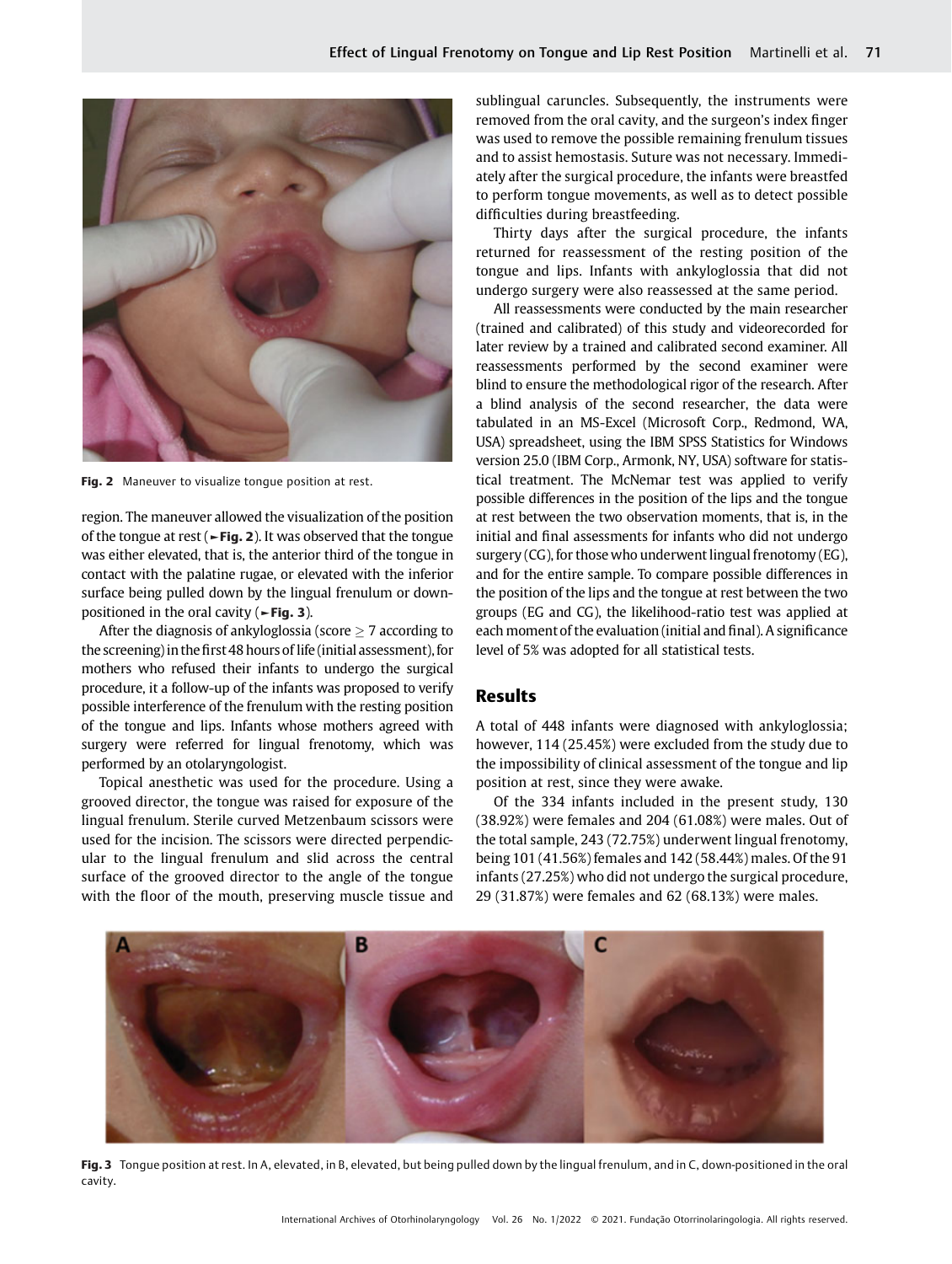Fig. 2 Maneuver to visualize tongue position at rest.

region. The maneuver allowed the visualization of the position of the tongue at rest (►Fig. 2). It was observed that the tongue was either elevated, that is, the anterior third of the tongue in contact with the palatine rugae, or elevated with the inferior surface being pulled down by the lingual frenulum or down-positioned in the oral cavity (►Fig. 3).

After the diagnosis of ankyloglossia (score $\geq 7$ according to the screening) in the first 48 hours of life (initial assessment), for mothers who refused their infants to undergo the surgical procedure, it a follow-up of the infants was proposed to verify possible interference of the frenulum with the resting position of the tongue and lips. Infants whose mothers agreed with surgery were referred for lingual frenotomy, which was performed by an otolaryngologist.

Topical anesthetic was used for the procedure. Using a grooved director, the tongue was raised for exposure of the lingual frenulum. Sterile curved Metzenbaum scissors were used for the incision. The scissors were directed perpendicular to the lingual frenulum and slid across the central surface of the grooved director to the angle of the tongue with the floor of the mouth, preserving muscle tissue and sublingual caruncles. Subsequently, the instruments were removed from the oral cavity, and the surgeon's index finger was used to remove the possible remaining frenulum tissues and to assist hemostasis. Suture was not necessary. Immediately after the surgical procedure, the infants were breastfed to perform tongue movements, as well as to detect possible difficulties during breastfeeding.

Thirty days after the surgical procedure, the infants returned for reassessment of the resting position of the tongue and lips. Infants with ankyloglossia that did not undergo surgery were also reassessed at the same period.

All reassessments were conducted by the main researcher (trained and calibrated) of this study and videorecorded for later review by a trained and calibrated second examiner. All reassessments performed by the second examiner were blind to ensure the methodological rigor of the research. After a blind analysis of the second researcher, the data were tabulated in an MS-Excel (Microsoft Corp., Redmond, WA, USA) spreadsheet, using the IBM SPSS Statistics for Windows version 25.0 (IBM Corp., Armonk, NY, USA) software for statistical treatment. The McNemar test was applied to verify possible differences in the position of the lips and the tongue at rest between the two observation moments, that is, in the initial and final assessments for infants who did not undergo surgery (CG), for those who underwent lingual frenotomy (EG), and for the entire sample. To compare possible differences in the position of the lips and the tongue at rest between the two groups (EG and CG), the likelihood-ratio test was applied at each moment of the evaluation (initial and final). A significance level of 5% was adopted for all statistical tests.

## Results

A total of 448 infants were diagnosed with ankyloglossia; however, 114 (25.45%) were excluded from the study due to the impossibility of clinical assessment of the tongue and lip position at rest, since they were awake.

Of the 334 infants included in the present study, 130 (38.92%) were females and 204 (61.08%) were males. Out of the total sample, 243 (72.75%) underwent lingual frenotomy, being 101 (41.56%) females and 142 (58.44%) males. Of the 91 infants (27.25%) who did not undergo the surgical procedure, 29 (31.87%) were females and 62 (68.13%) were males.

Fig. 3 Tongue position at rest. In A, elevated, in B, elevated, but being pulled down by the lingual frenulum, and in C, down-positioned in the oral cavity.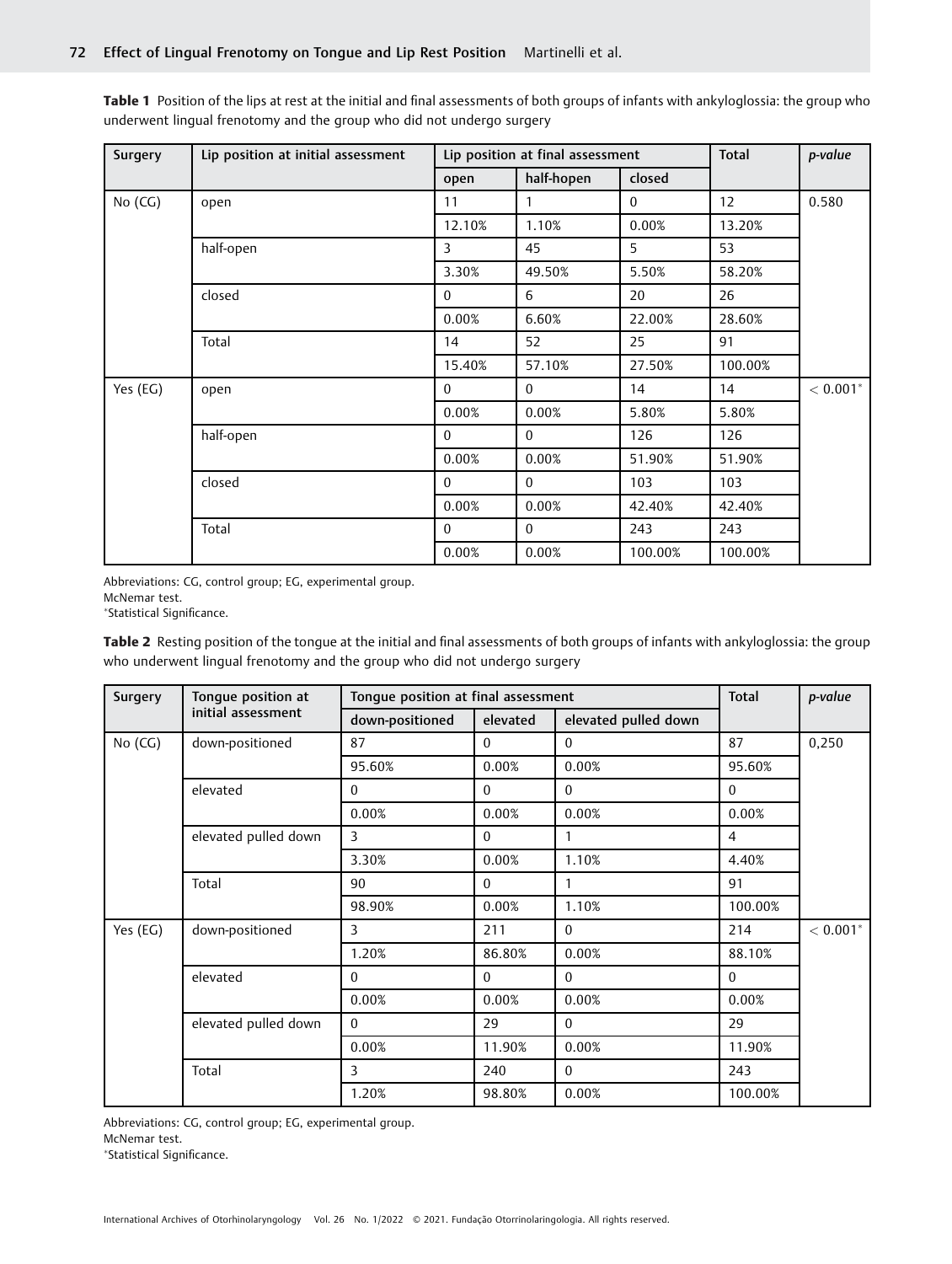**Table 1** Position of the lips at rest at the initial and final assessments of both groups of infants with ankyloglossia: the group who underwent lingual frenotomy and the group who did not undergo surgery

| Surgery | Lip position at initial assessment | Lip position at final assessment | | | Total | *p-value* |
|---|---|---|---|---|---|---|
| | | open | half-hopen | closed | | |
| No (CG) | open | 11 | 1 | 0 | 12 | 0.580 |
| | | 12.10% | 1.10% | 0.00% | 13.20% | |
| | half-open | 3 | 45 | 5 | 53 | |
| | | 3.30% | 49.50% | 5.50% | 58.20% | |
| | closed | 0 | 6 | 20 | 26 | |
| | | 0.00% | 6.60% | 22.00% | 28.60% | |
| | Total | 14 | 52 | 25 | 91 | |
| | | 15.40% | 57.10% | 27.50% | 100.00% | |
| Yes (EG) | open | 0 | 0 | 14 | 14 | $< 0.001$* |
| | | 0.00% | 0.00% | 5.80% | 5.80% | |
| | half-open | 0 | 0 | 126 | 126 | |
| | | 0.00% | 0.00% | 51.90% | 51.90% | |
| | closed | 0 | 0 | 103 | 103 | |
| | | 0.00% | 0.00% | 42.40% | 42.40% | |
| | Total | 0 | 0 | 243 | 243 | |
| | | 0.00% | 0.00% | 100.00% | 100.00% | |

Abbreviations: CG, control group; EG, experimental group.
McNemar test.
*Statistical Significance.

**Table 2** Resting position of the tongue at the initial and final assessments of both groups of infants with ankyloglossia: the group who underwent lingual frenotomy and the group who did not undergo surgery

| Surgery | Tongue position at initial assessment | Tongue position at final assessment | | | Total | *p-value* |
|---|---|---|---|---|---|---|
| | | down-positioned | elevated | elevated pulled down | | |
| No (CG) | down-positioned | 87 | 0 | 0 | 87 | 0,250 |
| | | 95.60% | 0.00% | 0.00% | 95.60% | |
| | elevated | 0 | 0 | 0 | 0 | |
| | | 0.00% | 0.00% | 0.00% | 0.00% | |
| | elevated pulled down | 3 | 0 | 1 | 4 | |
| | | 3.30% | 0.00% | 1.10% | 4.40% | |
| | Total | 90 | 0 | 1 | 91 | |
| | | 98.90% | 0.00% | 1.10% | 100.00% | |
| Yes (EG) | down-positioned | 3 | 211 | 0 | 214 | $< 0.001$* |
| | | 1.20% | 86.80% | 0.00% | 88.10% | |
| | elevated | 0 | 0 | 0 | 0 | |
| | | 0.00% | 0.00% | 0.00% | 0.00% | |
| | elevated pulled down | 0 | 29 | 0 | 29 | |
| | | 0.00% | 11.90% | 0.00% | 11.90% | |
| | Total | 3 | 240 | 0 | 243 | |
| | | 1.20% | 98.80% | 0.00% | 100.00% | |

Abbreviations: CG, control group; EG, experimental group.
McNemar test.
*Statistical Significance.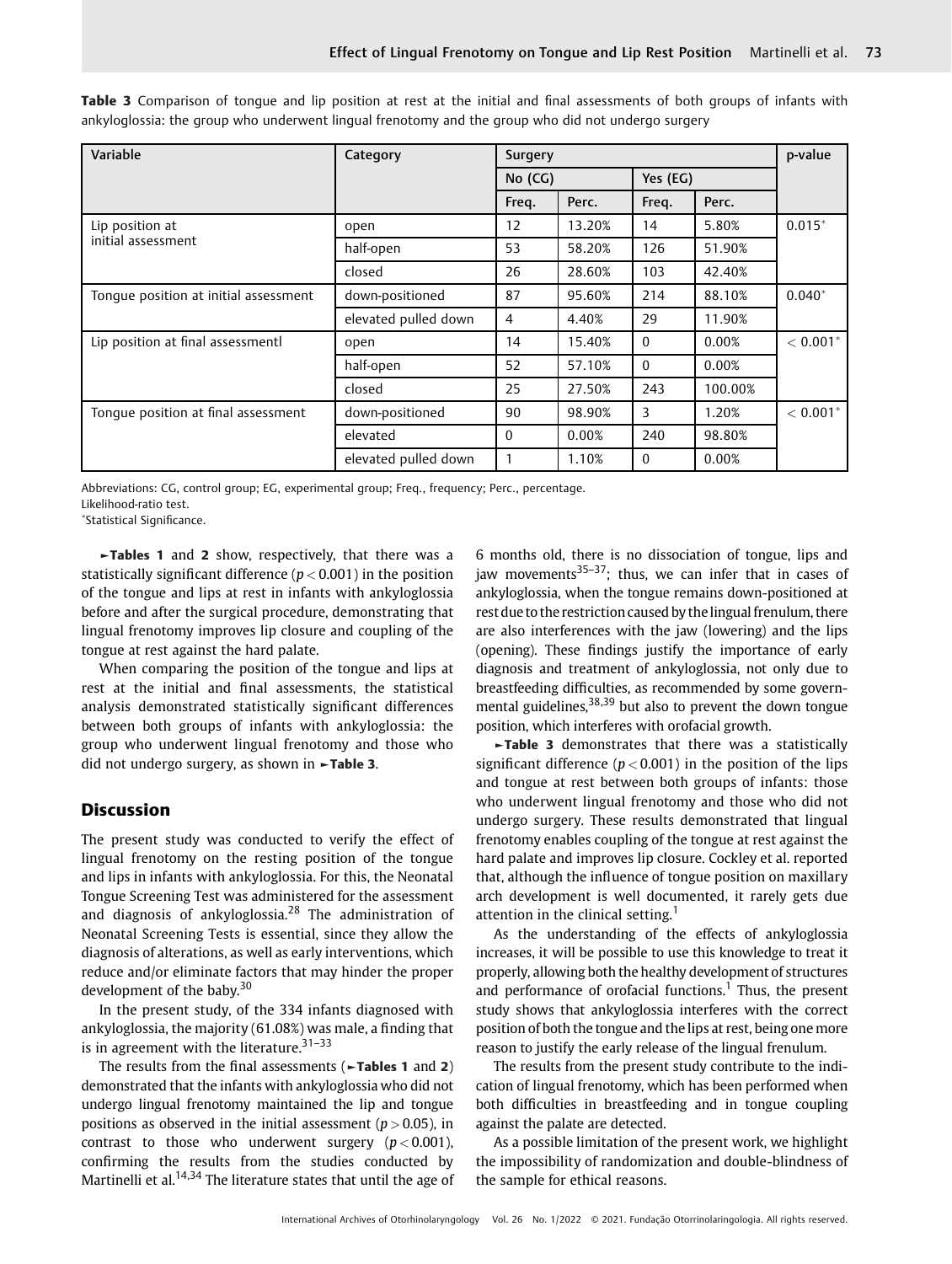**Table 3** Comparison of tongue and lip position at rest at the initial and final assessments of both groups of infants with ankyloglossia: the group who underwent lingual frenotomy and the group who did not undergo surgery

| Variable | Category | Surgery | | | | p-value |
|---|---|---|---|---|---|---|
| | | No (CG) | | Yes (EG) | | |
| | | Freq. | Perc. | Freq. | Perc. | |
| Lip position at initial assessment | open | 12 | 13.20% | 14 | 5.80% | 0.015* |
| | half-open | 53 | 58.20% | 126 | 51.90% | |
| | closed | 26 | 28.60% | 103 | 42.40% | |
| Tongue position at initial assessment | down-positioned | 87 | 95.60% | 214 | 88.10% | 0.040* |
| | elevated pulled down | 4 | 4.40% | 29 | 11.90% | |
| Lip position at final assessmentl | open | 14 | 15.40% | 0 | 0.00% | < 0.001* |
| | half-open | 52 | 57.10% | 0 | 0.00% | |
| | closed | 25 | 27.50% | 243 | 100.00% | |
| Tongue position at final assessment | down-positioned | 90 | 98.90% | 3 | 1.20% | < 0.001* |
| | elevated | 0 | 0.00% | 240 | 98.80% | |
| | elevated pulled down | 1 | 1.10% | 0 | 0.00% | |

Abbreviations: CG, control group; EG, experimental group; Freq., frequency; Perc., percentage.
Likelihood-ratio test.
*Statistical Significance.

►Tables 1 and 2 show, respectively, that there was a statistically significant difference ($p < 0.001$) in the position of the tongue and lips at rest in infants with ankyloglossia before and after the surgical procedure, demonstrating that lingual frenotomy improves lip closure and coupling of the tongue at rest against the hard palate.

When comparing the position of the tongue and lips at rest at the initial and final assessments, the statistical analysis demonstrated statistically significant differences between both groups of infants with ankyloglossia: the group who underwent lingual frenotomy and those who did not undergo surgery, as shown in ►Table 3.

## Discussion

The present study was conducted to verify the effect of lingual frenotomy on the resting position of the tongue and lips in infants with ankyloglossia. For this, the Neonatal Tongue Screening Test was administered for the assessment and diagnosis of ankyloglossia.[28] The administration of Neonatal Screening Tests is essential, since they allow the diagnosis of alterations, as well as early interventions, which reduce and/or eliminate factors that may hinder the proper development of the baby.[30]

In the present study, of the 334 infants diagnosed with ankyloglossia, the majority (61.08%) was male, a finding that is in agreement with the literature.[31–33]

The results from the final assessments (►Tables 1 and 2) demonstrated that the infants with ankyloglossia who did not undergo lingual frenotomy maintained the lip and tongue positions as observed in the initial assessment ($p > 0.05$), in contrast to those who underwent surgery ($p < 0.001$), confirming the results from the studies conducted by Martinelli et al.[14,34] The literature states that until the age of 6 months old, there is no dissociation of tongue, lips and jaw movements[35–37]; thus, we can infer that in cases of ankyloglossia, when the tongue remains down-positioned at rest due to the restriction caused by the lingual frenulum, there are also interferences with the jaw (lowering) and the lips (opening). These findings justify the importance of early diagnosis and treatment of ankyloglossia, not only due to breastfeeding difficulties, as recommended by some governmental guidelines,[38,39] but also to prevent the down tongue position, which interferes with orofacial growth.

►Table 3 demonstrates that there was a statistically significant difference ($p < 0.001$) in the position of the lips and tongue at rest between both groups of infants: those who underwent lingual frenotomy and those who did not undergo surgery. These results demonstrated that lingual frenotomy enables coupling of the tongue at rest against the hard palate and improves lip closure. Cockley et al. reported that, although the influence of tongue position on maxillary arch development is well documented, it rarely gets due attention in the clinical setting.[1]

As the understanding of the effects of ankyloglossia increases, it will be possible to use this knowledge to treat it properly, allowing both the healthy development of structures and performance of orofacial functions.[1] Thus, the present study shows that ankyloglossia interferes with the correct position of both the tongue and the lips at rest, being one more reason to justify the early release of the lingual frenulum.

The results from the present study contribute to the indication of lingual frenotomy, which has been performed when both difficulties in breastfeeding and in tongue coupling against the palate are detected.

As a possible limitation of the present work, we highlight the impossibility of randomization and double-blindness of the sample for ethical reasons.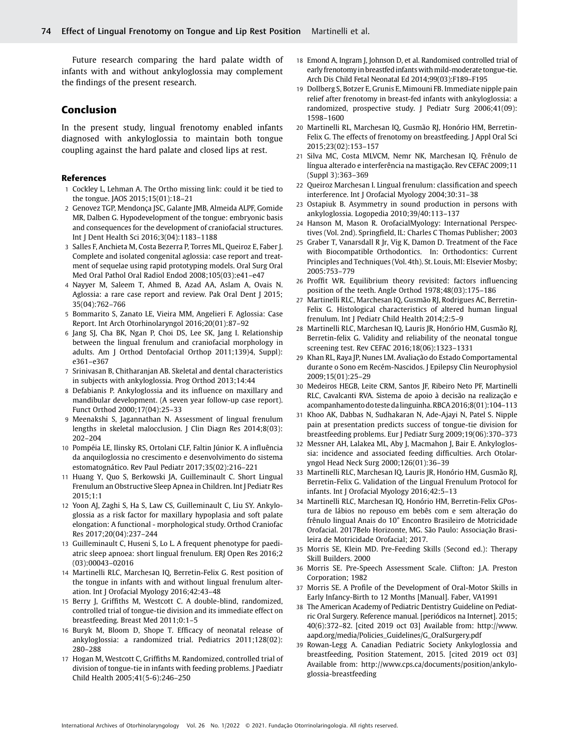Future research comparing the hard palate width of infants with and without ankyloglossia may complement the findings of the present research.

## Conclusion

In the present study, lingual frenotomy enabled infants diagnosed with ankyloglossia to maintain both tongue coupling against the hard palate and closed lips at rest.

### References

1. Cockley L, Lehman A. The Ortho missing link: could it be tied to the tongue. JAOS 2015;15(01):18–21
2. Genovez TGP, Mendonça JSC, Galante JMB, Almeida ALPF, Gomide MR, Dalben G. Hypodevelopment of the tongue: embryonic basis and consequences for the development of craniofacial structures. Int J Dent Health Sci 2016;3(04):1183–1188
3. Salles F, Anchieta M, Costa Bezerra P, Torres ML, Queiroz E, Faber J. Complete and isolated congenital aglossia: case report and treatment of sequelae using rapid prototyping models. Oral Surg Oral Med Oral Pathol Oral Radiol Endod 2008;105(03):e41–e47
4. Nayyer M, Saleem T, Ahmed B, Azad AA, Aslam A, Ovais N. Aglossia: a rare case report and review. Pak Oral Dent J 2015; 35(04):762–766
5. Bommarito S, Zanato LE, Vieira MM, Angelieri F. Aglossia: Case Report. Int Arch Otorhinolaryngol 2016;20(01):87–92
6. Jang SJ, Cha BK, Ngan P, Choi DS, Lee SK, Jang I. Relationship between the lingual frenulum and craniofacial morphology in adults. Am J Orthod Dentofacial Orthop 2011;139)4, Suppl): e361–e367
7. Srinivasan B, Chitharanjan AB. Skeletal and dental characteristics in subjects with ankyloglossia. Prog Orthod 2013;14:44
8. Defabianis P. Ankyloglossia and its influence on maxillary and mandibular development. (A seven year follow-up case report). Funct Orthod 2000;17(04):25–33
9. Meenakshi S, Jagannathan N. Assessment of lingual frenulum lengths in skeletal malocclusion. J Clin Diagn Res 2014;8(03): 202–204
10. Pompéia LE, Ilinsky RS, Ortolani CLF, Faltin Júnior K. A influência da anquiloglossia no crescimento e desenvolvimento do sistema estomatognático. Rev Paul Pediatr 2017;35(02):216–221
11. Huang Y, Quo S, Berkowski JA, Guilleminault C. Short Lingual Frenulum an Obstructive Sleep Apnea in Children. Int J Pediatr Res 2015;1:1
12. Yoon AJ, Zaghi S, Ha S, Law CS, Guilleminault C, Liu SY. Ankyloglossia as a risk factor for maxillary hypoplasia and soft palate elongation: A functional - morphological study. Orthod Craniofac Res 2017;20(04):237–244
13. Guilleminault C, Huseni S, Lo L. A frequent phenotype for paediatric sleep apnoea: short lingual frenulum. ERJ Open Res 2016;2 (03):00043–02016
14. Martinelli RLC, Marchesan IQ, Berretin-Felix G. Rest position of the tongue in infants with and without lingual frenulum alteration. Int J Orofacial Myology 2016;42:43–48
15. Berry J, Griffiths M, Westcott C. A double-blind, randomized, controlled trial of tongue-tie division and its immediate effect on breastfeeding. Breast Med 2011;0:1–5
16. Buryk M, Bloom D, Shope T. Efficacy of neonatal release of ankyloglossia: a randomized trial. Pediatrics 2011;128(02): 280–288
17. Hogan M, Westcott C, Griffiths M. Randomized, controlled trial of division of tongue-tie in infants with feeding problems. J Paediatr Child Health 2005;41(5-6):246–250
18. Emond A, Ingram J, Johnson D, et al. Randomised controlled trial of early frenotomy in breastfed infants with mild-moderate tongue-tie. Arch Dis Child Fetal Neonatal Ed 2014;99(03):F189–F195
19. Dollberg S, Botzer E, Grunis E, Mimouni FB. Immediate nipple pain relief after frenotomy in breast-fed infants with ankyloglossia: a randomized, prospective study. J Pediatr Surg 2006;41(09): 1598–1600
20. Martinelli RL, Marchesan IQ, Gusmão RJ, Honório HM, Berretin-Felix G. The effects of frenotomy on breastfeeding. J Appl Oral Sci 2015;23(02):153–157
21. Silva MC, Costa MLVCM, Nemr NK, Marchesan IQ. Frênulo de língua alterado e interferência na mastigação. Rev CEFAC 2009;11 (Suppl 3):363–369
22. Queiroz Marchesan I. Lingual frenulum: classification and speech interference. Int J Orofacial Myology 2004;30:31–38
23. Ostapiuk B. Asymmetry in sound production in persons with ankyloglossia. Logopedia 2010;39/40:113–137
24. Hanson M, Mason R. OrofacialMyology: International Perspectives (Vol. 2nd). Springfield, IL: Charles C Thomas Publisher; 2003
25. Graber T, Vanarsdall R Jr, Vig K, Damon D. Treatment of the Face with Biocompatible Orthodontics. In: Orthodontics: Current Principles and Techniques (Vol. 4th). St. Louis, MI: Elsevier Mosby; 2005:753–779
26. Proffit WR. Equilibrium theory revisited: factors influencing position of the teeth. Angle Orthod 1978;48(03):175–186
27. Martinelli RLC, Marchesan IQ, Gusmão RJ, Rodrigues AC, Berretin-Felix G. Histological characteristics of altered human lingual frenulum. Int J Pediatr Child Health 2014;2:5–9
28. Martinelli RLC, Marchesan IQ, Lauris JR, Honório HM, Gusmão RJ, Berretin-felix G. Validity and reliability of the neonatal tongue screening test. Rev CEFAC 2016;18(06):1323–1331
29. Khan RL, Raya JP, Nunes LM. Avaliação do Estado Comportamental durante o Sono em Recém-Nascidos. J Epilepsy Clin Neurophysiol 2009;15(01):25–29
30. Medeiros HEGB, Leite CRM, Santos JF, Ribeiro Neto PF, Martinelli RLC, Cavalcanti RVA. Sistema de apoio à decisão na realização e acompanhamento do teste da linguinha. RBCA 2016;8(01):104–113
31. Khoo AK, Dabbas N, Sudhakaran N, Ade-Ajayi N, Patel S. Nipple pain at presentation predicts success of tongue-tie division for breastfeeding problems. Eur J Pediatr Surg 2009;19(06):370–373
32. Messner AH, Lalakea ML, Aby J, Macmahon J, Bair E. Ankyloglossia: incidence and associated feeding difficulties. Arch Otolaryngol Head Neck Surg 2000;126(01):36–39
33. Martinelli RLC, Marchesan IQ, Lauris JR, Honório HM, Gusmão RJ, Berretin-Felix G. Validation of the Lingual Frenulum Protocol for infants. Int J Orofacial Myology 2016;42:5–13
34. Martinelli RLC, Marchesan IQ, Honório HM, Berretin-Felix GPostura de lábios no repouso em bebês com e sem alteração do frênulo lingual Anais do 10° Encontro Brasileiro de Motricidade Orofacial. 2017Belo Horizonte, MG. São Paulo: Associação Brasileira de Motricidade Orofacial; 2017.
35. Morris SE, Klein MD. Pre-Feeding Skills (Second ed.): Therapy Skill Builders. 2000
36. Morris SE. Pre-Speech Assessment Scale. Clifton: J.A. Preston Corporation; 1982
37. Morris SE. A Profile of the Development of Oral-Motor Skills in Early Infancy-Birth to 12 Months [Manual]. Faber, VA1991
38. The American Academy of Pediatric Dentistry Guideline on Pediatric Oral Surgery. Reference manual. [periódicos na Internet]. 2015; 40(6):372–82. [cited 2019 oct 03] Available from: http://www.aapd.org/media/Policies_Guidelines/G_OralSurgery.pdf
39. Rowan-Legg A. Canadian Pediatric Society Ankyloglossia and breastfeeding, Position Statement, 2015. [cited 2019 oct 03] Available from: http://www.cps.ca/documents/position/ankyloglossia-breastfeeding